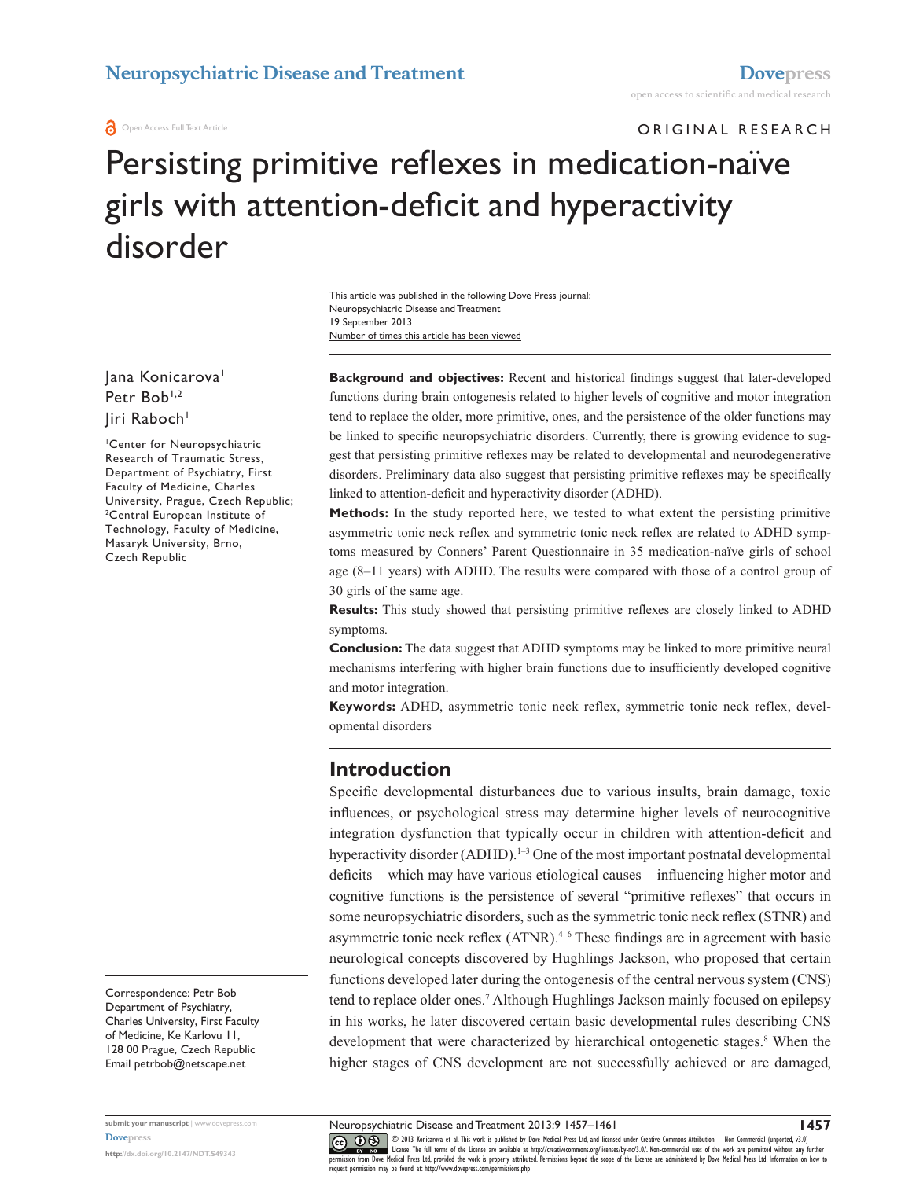ORIGINAL RESEARCH

# Persisting primitive reflexes in medication-naïve girls with attention-deficit and hyperactivity disorder

This article was published in the following Dove Press journal:
Neuropsychiatric Disease and Treatment
19 September 2013
Number of times this article has been viewed

Jana Konicarova[1]
Petr Bob[1,2]
Jiri Raboch[1]

[1]Center for Neuropsychiatric Research of Traumatic Stress, Department of Psychiatry, First Faculty of Medicine, Charles University, Prague, Czech Republic; [2]Central European Institute of Technology, Faculty of Medicine, Masaryk University, Brno, Czech Republic

**Background and objectives:** Recent and historical findings suggest that later-developed functions during brain ontogenesis related to higher levels of cognitive and motor integration tend to replace the older, more primitive, ones, and the persistence of the older functions may be linked to specific neuropsychiatric disorders. Currently, there is growing evidence to suggest that persisting primitive reflexes may be related to developmental and neurodegenerative disorders. Preliminary data also suggest that persisting primitive reflexes may be specifically linked to attention-deficit and hyperactivity disorder (ADHD).

**Methods:** In the study reported here, we tested to what extent the persisting primitive asymmetric tonic neck reflex and symmetric tonic neck reflex are related to ADHD symptoms measured by Conners' Parent Questionnaire in 35 medication-naïve girls of school age (8–11 years) with ADHD. The results were compared with those of a control group of 30 girls of the same age.

**Results:** This study showed that persisting primitive reflexes are closely linked to ADHD symptoms.

**Conclusion:** The data suggest that ADHD symptoms may be linked to more primitive neural mechanisms interfering with higher brain functions due to insufficiently developed cognitive and motor integration.

**Keywords:** ADHD, asymmetric tonic neck reflex, symmetric tonic neck reflex, developmental disorders

## Introduction

Specific developmental disturbances due to various insults, brain damage, toxic influences, or psychological stress may determine higher levels of neurocognitive integration dysfunction that typically occur in children with attention-deficit and hyperactivity disorder (ADHD).[1–3] One of the most important postnatal developmental deficits – which may have various etiological causes – influencing higher motor and cognitive functions is the persistence of several "primitive reflexes" that occurs in some neuropsychiatric disorders, such as the symmetric tonic neck reflex (STNR) and asymmetric tonic neck reflex (ATNR).[4–6] These findings are in agreement with basic neurological concepts discovered by Hughlings Jackson, who proposed that certain functions developed later during the ontogenesis of the central nervous system (CNS) tend to replace older ones.[7] Although Hughlings Jackson mainly focused on epilepsy in his works, he later discovered certain basic developmental rules describing CNS development that were characterized by hierarchical ontogenetic stages.[8] When the higher stages of CNS development are not successfully achieved or are damaged,

Correspondence: Petr Bob
Department of Psychiatry, Charles University, First Faculty of Medicine, Ke Karlovu 11, 128 00 Prague, Czech Republic
Email petrbob@netscape.net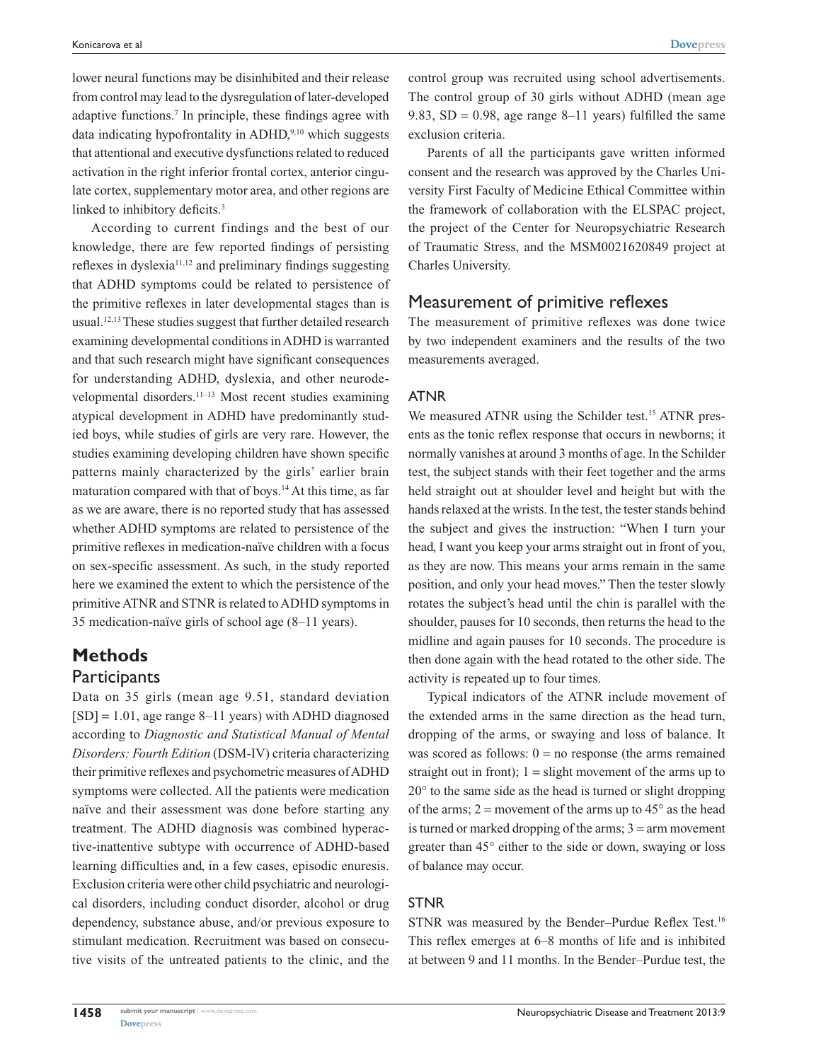lower neural functions may be disinhibited and their release from control may lead to the dysregulation of later-developed adaptive functions.[7] In principle, these findings agree with data indicating hypofrontality in ADHD,[9,10] which suggests that attentional and executive dysfunctions related to reduced activation in the right inferior frontal cortex, anterior cingulate cortex, supplementary motor area, and other regions are linked to inhibitory deficits.[3]

According to current findings and the best of our knowledge, there are few reported findings of persisting reflexes in dyslexia[11,12] and preliminary findings suggesting that ADHD symptoms could be related to persistence of the primitive reflexes in later developmental stages than is usual.[12,13] These studies suggest that further detailed research examining developmental conditions in ADHD is warranted and that such research might have significant consequences for understanding ADHD, dyslexia, and other neurodevelopmental disorders.[11–13] Most recent studies examining atypical development in ADHD have predominantly studied boys, while studies of girls are very rare. However, the studies examining developing children have shown specific patterns mainly characterized by the girls' earlier brain maturation compared with that of boys.[14] At this time, as far as we are aware, there is no reported study that has assessed whether ADHD symptoms are related to persistence of the primitive reflexes in medication-naïve children with a focus on sex-specific assessment. As such, in the study reported here we examined the extent to which the persistence of the primitive ATNR and STNR is related to ADHD symptoms in 35 medication-naïve girls of school age (8–11 years).

# Methods

## Participants

Data on 35 girls (mean age 9.51, standard deviation [SD] = 1.01, age range 8–11 years) with ADHD diagnosed according to *Diagnostic and Statistical Manual of Mental Disorders: Fourth Edition* (DSM-IV) criteria characterizing their primitive reflexes and psychometric measures of ADHD symptoms were collected. All the patients were medication naïve and their assessment was done before starting any treatment. The ADHD diagnosis was combined hyperactive-inattentive subtype with occurrence of ADHD-based learning difficulties and, in a few cases, episodic enuresis. Exclusion criteria were other child psychiatric and neurological disorders, including conduct disorder, alcohol or drug dependency, substance abuse, and/or previous exposure to stimulant medication. Recruitment was based on consecutive visits of the untreated patients to the clinic, and the control group was recruited using school advertisements. The control group of 30 girls without ADHD (mean age 9.83, SD = 0.98, age range 8–11 years) fulfilled the same exclusion criteria.

Parents of all the participants gave written informed consent and the research was approved by the Charles University First Faculty of Medicine Ethical Committee within the framework of collaboration with the ELSPAC project, the project of the Center for Neuropsychiatric Research of Traumatic Stress, and the MSM0021620849 project at Charles University.

## Measurement of primitive reflexes

The measurement of primitive reflexes was done twice by two independent examiners and the results of the two measurements averaged.

### ATNR

We measured ATNR using the Schilder test.[15] ATNR presents as the tonic reflex response that occurs in newborns; it normally vanishes at around 3 months of age. In the Schilder test, the subject stands with their feet together and the arms held straight out at shoulder level and height but with the hands relaxed at the wrists. In the test, the tester stands behind the subject and gives the instruction: "When I turn your head, I want you keep your arms straight out in front of you, as they are now. This means your arms remain in the same position, and only your head moves." Then the tester slowly rotates the subject's head until the chin is parallel with the shoulder, pauses for 10 seconds, then returns the head to the midline and again pauses for 10 seconds. The procedure is then done again with the head rotated to the other side. The activity is repeated up to four times.

Typical indicators of the ATNR include movement of the extended arms in the same direction as the head turn, dropping of the arms, or swaying and loss of balance. It was scored as follows: 0 = no response (the arms remained straight out in front); 1 = slight movement of the arms up to 20° to the same side as the head is turned or slight dropping of the arms; 2 = movement of the arms up to 45° as the head is turned or marked dropping of the arms; 3 = arm movement greater than 45° either to the side or down, swaying or loss of balance may occur.

### STNR

STNR was measured by the Bender–Purdue Reflex Test.[16] This reflex emerges at 6–8 months of life and is inhibited at between 9 and 11 months. In the Bender–Purdue test, the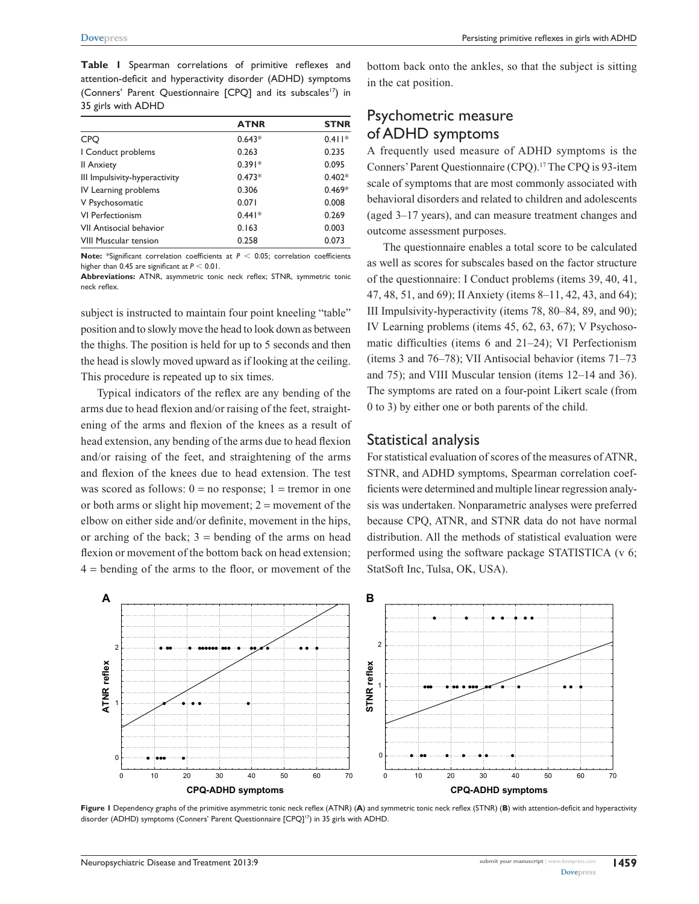**Table 1** Spearman correlations of primitive reflexes and attention-deficit and hyperactivity disorder (ADHD) symptoms (Conners' Parent Questionnaire [CPQ] and its subscales[17]) in 35 girls with ADHD

| | ATNR | STNR |
|---|---|---|
| CPQ | 0.643* | 0.411* |
| I Conduct problems | 0.263 | 0.235 |
| II Anxiety | 0.391* | 0.095 |
| III Impulsivity-hyperactivity | 0.473* | 0.402* |
| IV Learning problems | 0.306 | 0.469* |
| V Psychosomatic | 0.071 | 0.008 |
| VI Perfectionism | 0.441* | 0.269 |
| VII Antisocial behavior | 0.163 | 0.003 |
| VIII Muscular tension | 0.258 | 0.073 |

**Note:** *Significant correlation coefficients at $P < 0.05$; correlation coefficients higher than 0.45 are significant at $P < 0.01$.

**Abbreviations:** ATNR, asymmetric tonic neck reflex; STNR, symmetric tonic neck reflex.

subject is instructed to maintain four point kneeling "table" position and to slowly move the head to look down as between the thighs. The position is held for up to 5 seconds and then the head is slowly moved upward as if looking at the ceiling. This procedure is repeated up to six times.

Typical indicators of the reflex are any bending of the arms due to head flexion and/or raising of the feet, straightening of the arms and flexion of the knees as a result of head extension, any bending of the arms due to head flexion and/or raising of the feet, and straightening of the arms and flexion of the knees due to head extension. The test was scored as follows: 0 = no response; 1 = tremor in one or both arms or slight hip movement; 2 = movement of the elbow on either side and/or definite, movement in the hips, or arching of the back; 3 = bending of the arms on head flexion or movement of the bottom back on head extension; 4 = bending of the arms to the floor, or movement of the bottom back onto the ankles, so that the subject is sitting in the cat position.

## Psychometric measure of ADHD symptoms

A frequently used measure of ADHD symptoms is the Conners' Parent Questionnaire (CPQ).[17] The CPQ is 93-item scale of symptoms that are most commonly associated with behavioral disorders and related to children and adolescents (aged 3–17 years), and can measure treatment changes and outcome assessment purposes.

The questionnaire enables a total score to be calculated as well as scores for subscales based on the factor structure of the questionnaire: I Conduct problems (items 39, 40, 41, 47, 48, 51, and 69); II Anxiety (items 8–11, 42, 43, and 64); III Impulsivity-hyperactivity (items 78, 80–84, 89, and 90); IV Learning problems (items 45, 62, 63, 67); V Psychosomatic difficulties (items 6 and 21–24); VI Perfectionism (items 3 and 76–78); VII Antisocial behavior (items 71–73 and 75); and VIII Muscular tension (items 12–14 and 36). The symptoms are rated on a four-point Likert scale (from 0 to 3) by either one or both parents of the child.

## Statistical analysis

For statistical evaluation of scores of the measures of ATNR, STNR, and ADHD symptoms, Spearman correlation coefficients were determined and multiple linear regression analysis was undertaken. Nonparametric analyses were preferred because CPQ, ATNR, and STNR data do not have normal distribution. All the methods of statistical evaluation were performed using the software package STATISTICA (v 6; StatSoft Inc, Tulsa, OK, USA).

**Figure 1** Dependency graphs of the primitive asymmetric tonic neck reflex (ATNR) (**A**) and symmetric tonic neck reflex (STNR) (**B**) with attention-deficit and hyperactivity disorder (ADHD) symptoms (Conners' Parent Questionnaire [CPQ][17]) in 35 girls with ADHD.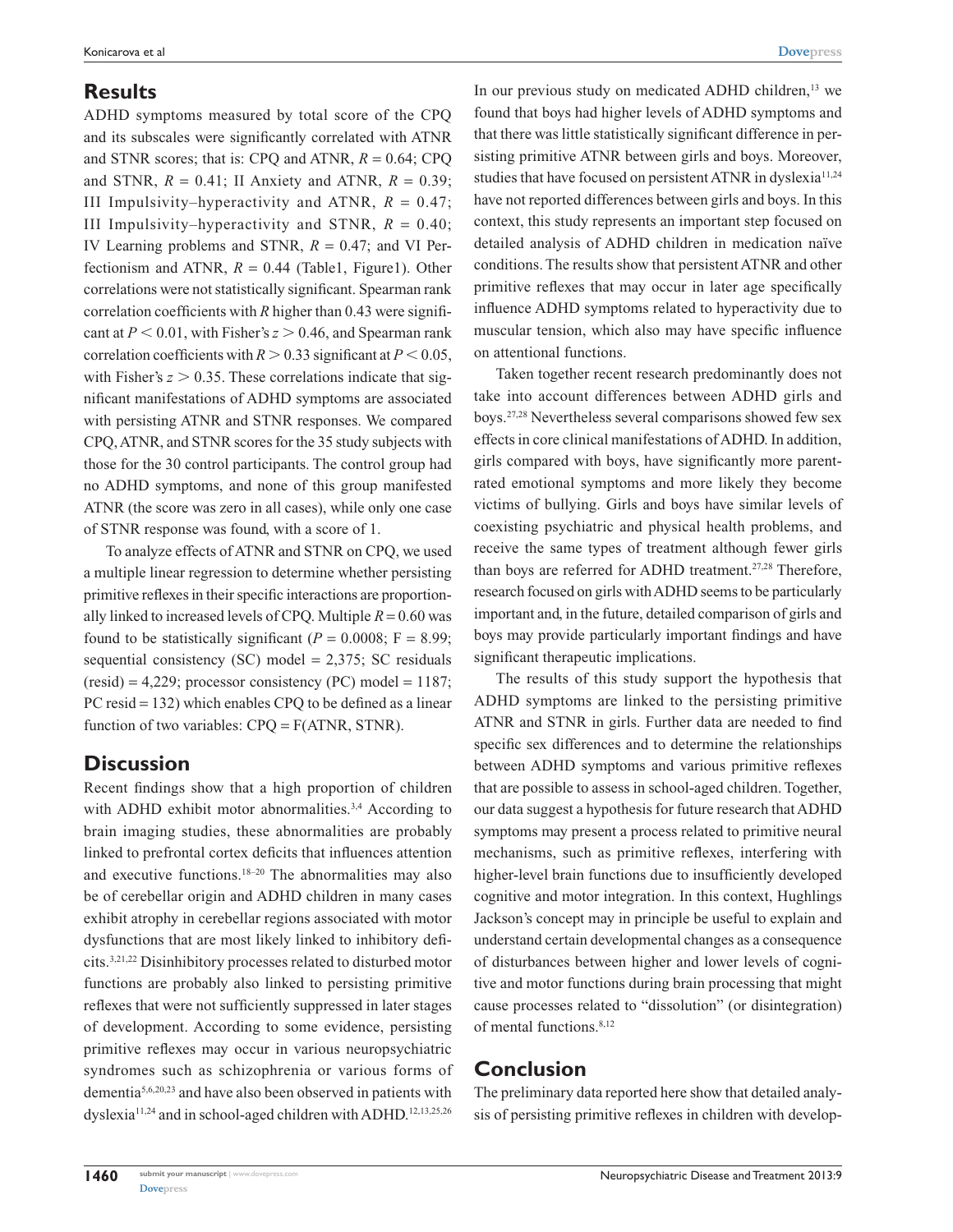## Results

ADHD symptoms measured by total score of the CPQ and its subscales were significantly correlated with ATNR and STNR scores; that is: CPQ and ATNR, $R = 0.64$; CPQ and STNR, $R = 0.41$; II Anxiety and ATNR, $R = 0.39$; III Impulsivity–hyperactivity and ATNR, $R = 0.47$; III Impulsivity–hyperactivity and STNR, $R = 0.40$; IV Learning problems and STNR, $R = 0.47$; and VI Perfectionism and ATNR, $R = 0.44$ (Table1, Figure1). Other correlations were not statistically significant. Spearman rank correlation coefficients with $R$ higher than 0.43 were significant at $P < 0.01$, with Fisher's $z > 0.46$, and Spearman rank correlation coefficients with $R > 0.33$ significant at $P < 0.05$, with Fisher's $z > 0.35$. These correlations indicate that significant manifestations of ADHD symptoms are associated with persisting ATNR and STNR responses. We compared CPQ, ATNR, and STNR scores for the 35 study subjects with those for the 30 control participants. The control group had no ADHD symptoms, and none of this group manifested ATNR (the score was zero in all cases), while only one case of STNR response was found, with a score of 1.

To analyze effects of ATNR and STNR on CPQ, we used a multiple linear regression to determine whether persisting primitive reflexes in their specific interactions are proportionally linked to increased levels of CPQ. Multiple $R = 0.60$ was found to be statistically significant ($P = 0.0008$; $F = 8.99$; sequential consistency (SC) model = 2,375; SC residuals (resid) = 4,229; processor consistency (PC) model = 1187; PC resid = 132) which enables CPQ to be defined as a linear function of two variables: CPQ = F(ATNR, STNR).

## Discussion

Recent findings show that a high proportion of children with ADHD exhibit motor abnormalities.[3,4] According to brain imaging studies, these abnormalities are probably linked to prefrontal cortex deficits that influences attention and executive functions.[18–20] The abnormalities may also be of cerebellar origin and ADHD children in many cases exhibit atrophy in cerebellar regions associated with motor dysfunctions that are most likely linked to inhibitory deficits.[3,21,22] Disinhibitory processes related to disturbed motor functions are probably also linked to persisting primitive reflexes that were not sufficiently suppressed in later stages of development. According to some evidence, persisting primitive reflexes may occur in various neuropsychiatric syndromes such as schizophrenia or various forms of dementia[5,6,20,23] and have also been observed in patients with dyslexia[11,24] and in school-aged children with ADHD.[12,13,25,26] In our previous study on medicated ADHD children,[13] we found that boys had higher levels of ADHD symptoms and that there was little statistically significant difference in persisting primitive ATNR between girls and boys. Moreover, studies that have focused on persistent ATNR in dyslexia[11,24] have not reported differences between girls and boys. In this context, this study represents an important step focused on detailed analysis of ADHD children in medication naïve conditions. The results show that persistent ATNR and other primitive reflexes that may occur in later age specifically influence ADHD symptoms related to hyperactivity due to muscular tension, which also may have specific influence on attentional functions.

Taken together recent research predominantly does not take into account differences between ADHD girls and boys.[27,28] Nevertheless several comparisons showed few sex effects in core clinical manifestations of ADHD. In addition, girls compared with boys, have significantly more parent-rated emotional symptoms and more likely they become victims of bullying. Girls and boys have similar levels of coexisting psychiatric and physical health problems, and receive the same types of treatment although fewer girls than boys are referred for ADHD treatment.[27,28] Therefore, research focused on girls with ADHD seems to be particularly important and, in the future, detailed comparison of girls and boys may provide particularly important findings and have significant therapeutic implications.

The results of this study support the hypothesis that ADHD symptoms are linked to the persisting primitive ATNR and STNR in girls. Further data are needed to find specific sex differences and to determine the relationships between ADHD symptoms and various primitive reflexes that are possible to assess in school-aged children. Together, our data suggest a hypothesis for future research that ADHD symptoms may present a process related to primitive neural mechanisms, such as primitive reflexes, interfering with higher-level brain functions due to insufficiently developed cognitive and motor integration. In this context, Hughlings Jackson's concept may in principle be useful to explain and understand certain developmental changes as a consequence of disturbances between higher and lower levels of cognitive and motor functions during brain processing that might cause processes related to "dissolution" (or disintegration) of mental functions.[8,12]

## Conclusion

The preliminary data reported here show that detailed analysis of persisting primitive reflexes in children with develop-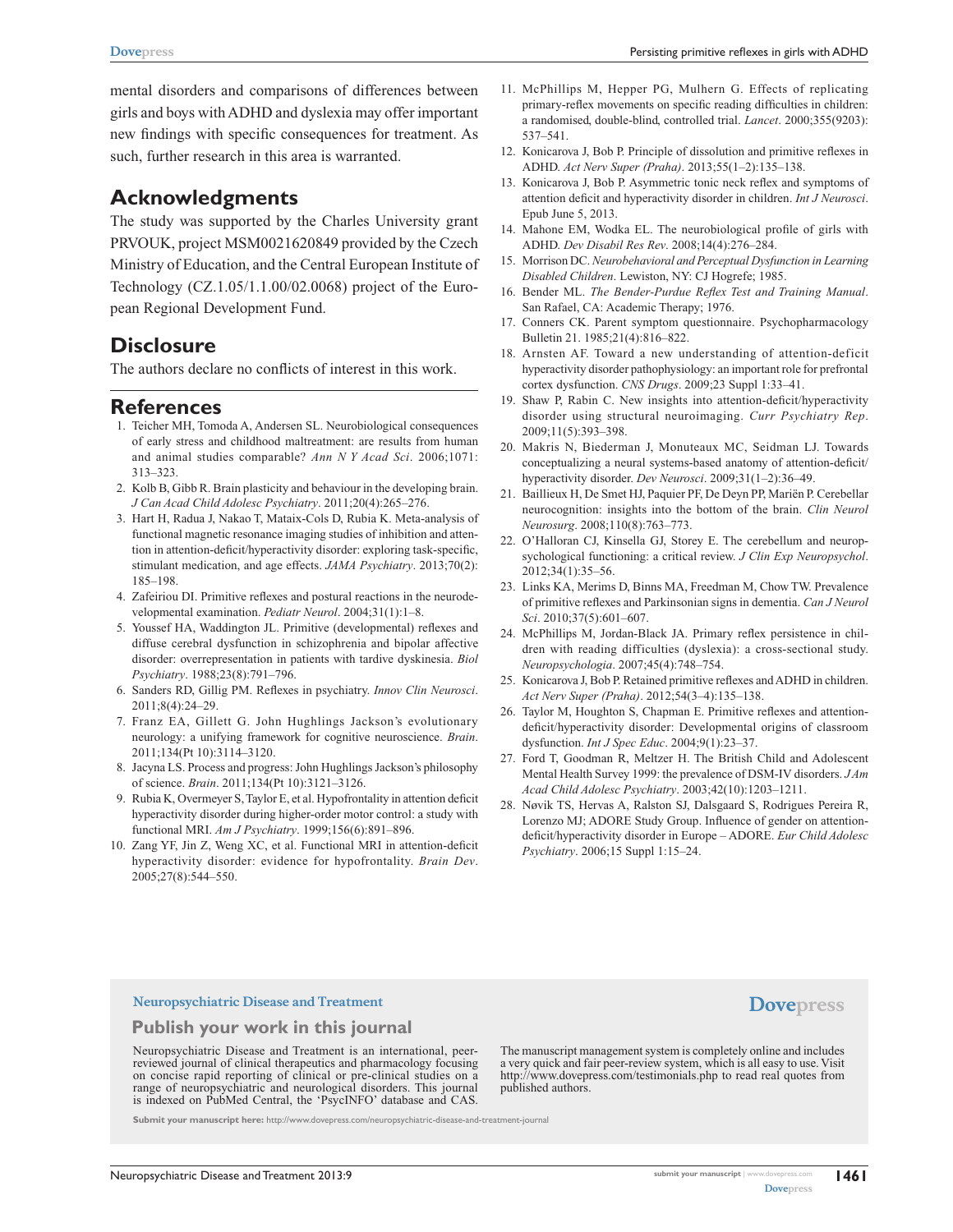mental disorders and comparisons of differences between girls and boys with ADHD and dyslexia may offer important new findings with specific consequences for treatment. As such, further research in this area is warranted.

## Acknowledgments

The study was supported by the Charles University grant PRVOUK, project MSM0021620849 provided by the Czech Ministry of Education, and the Central European Institute of Technology (CZ.1.05/1.1.00/02.0068) project of the European Regional Development Fund.

## Disclosure

The authors declare no conflicts of interest in this work.

## References

1. Teicher MH, Tomoda A, Andersen SL. Neurobiological consequences of early stress and childhood maltreatment: are results from human and animal studies comparable? *Ann N Y Acad Sci*. 2006;1071:313–323.
2. Kolb B, Gibb R. Brain plasticity and behaviour in the developing brain. *J Can Acad Child Adolesc Psychiatry*. 2011;20(4):265–276.
3. Hart H, Radua J, Nakao T, Mataix-Cols D, Rubia K. Meta-analysis of functional magnetic resonance imaging studies of inhibition and attention in attention-deficit/hyperactivity disorder: exploring task-specific, stimulant medication, and age effects. *JAMA Psychiatry*. 2013;70(2):185–198.
4. Zafeiriou DI. Primitive reflexes and postural reactions in the neurodevelopmental examination. *Pediatr Neurol*. 2004;31(1):1–8.
5. Youssef HA, Waddington JL. Primitive (developmental) reflexes and diffuse cerebral dysfunction in schizophrenia and bipolar affective disorder: overrepresentation in patients with tardive dyskinesia. *Biol Psychiatry*. 1988;23(8):791–796.
6. Sanders RD, Gillig PM. Reflexes in psychiatry. *Innov Clin Neurosci*. 2011;8(4):24–29.
7. Franz EA, Gillett G. John Hughlings Jackson's evolutionary neurology: a unifying framework for cognitive neuroscience. *Brain*. 2011;134(Pt 10):3114–3120.
8. Jacyna LS. Process and progress: John Hughlings Jackson's philosophy of science. *Brain*. 2011;134(Pt 10):3121–3126.
9. Rubia K, Overmeyer S, Taylor E, et al. Hypofrontality in attention deficit hyperactivity disorder during higher-order motor control: a study with functional MRI. *Am J Psychiatry*. 1999;156(6):891–896.
10. Zang YF, Jin Z, Weng XC, et al. Functional MRI in attention-deficit hyperactivity disorder: evidence for hypofrontality. *Brain Dev*. 2005;27(8):544–550.
11. McPhillips M, Hepper PG, Mulhern G. Effects of replicating primary-reflex movements on specific reading difficulties in children: a randomised, double-blind, controlled trial. *Lancet*. 2000;355(9203):537–541.
12. Konicarova J, Bob P. Principle of dissolution and primitive reflexes in ADHD. *Act Nerv Super (Praha)*. 2013;55(1–2):135–138.
13. Konicarova J, Bob P. Asymmetric tonic neck reflex and symptoms of attention deficit and hyperactivity disorder in children. *Int J Neurosci*. Epub June 5, 2013.
14. Mahone EM, Wodka EL. The neurobiological profile of girls with ADHD. *Dev Disabil Res Rev*. 2008;14(4):276–284.
15. Morrison DC. *Neurobehavioral and Perceptual Dysfunction in Learning Disabled Children*. Lewiston, NY: CJ Hogrefe; 1985.
16. Bender ML. *The Bender-Purdue Reflex Test and Training Manual*. San Rafael, CA: Academic Therapy; 1976.
17. Conners CK. Parent symptom questionnaire. Psychopharmacology Bulletin 21. 1985;21(4):816–822.
18. Arnsten AF. Toward a new understanding of attention-deficit hyperactivity disorder pathophysiology: an important role for prefrontal cortex dysfunction. *CNS Drugs*. 2009;23 Suppl 1:33–41.
19. Shaw P, Rabin C. New insights into attention-deficit/hyperactivity disorder using structural neuroimaging. *Curr Psychiatry Rep*. 2009;11(5):393–398.
20. Makris N, Biederman J, Monuteaux MC, Seidman LJ. Towards conceptualizing a neural systems-based anatomy of attention-deficit/hyperactivity disorder. *Dev Neurosci*. 2009;31(1–2):36–49.
21. Baillieux H, De Smet HJ, Paquier PF, De Deyn PP, Mariën P. Cerebellar neurocognition: insights into the bottom of the brain. *Clin Neurol Neurosurg*. 2008;110(8):763–773.
22. O'Halloran CJ, Kinsella GJ, Storey E. The cerebellum and neuropsychological functioning: a critical review. *J Clin Exp Neuropsychol*. 2012;34(1):35–56.
23. Links KA, Merims D, Binns MA, Freedman M, Chow TW. Prevalence of primitive reflexes and Parkinsonian signs in dementia. *Can J Neurol Sci*. 2010;37(5):601–607.
24. McPhillips M, Jordan-Black JA. Primary reflex persistence in children with reading difficulties (dyslexia): a cross-sectional study. *Neuropsychologia*. 2007;45(4):748–754.
25. Konicarova J, Bob P. Retained primitive reflexes and ADHD in children. *Act Nerv Super (Praha)*. 2012;54(3–4):135–138.
26. Taylor M, Houghton S, Chapman E. Primitive reflexes and attention-deficit/hyperactivity disorder: Developmental origins of classroom dysfunction. *Int J Spec Educ*. 2004;9(1):23–37.
27. Ford T, Goodman R, Meltzer H. The British Child and Adolescent Mental Health Survey 1999: the prevalence of DSM-IV disorders. *J Am Acad Child Adolesc Psychiatry*. 2003;42(10):1203–1211.
28. Nøvik TS, Hervas A, Ralston SJ, Dalsgaard S, Rodrigues Pereira R, Lorenzo MJ; ADORE Study Group. Influence of gender on attention-deficit/hyperactivity disorder in Europe – ADORE. *Eur Child Adolesc Psychiatry*. 2006;15 Suppl 1:15–24.